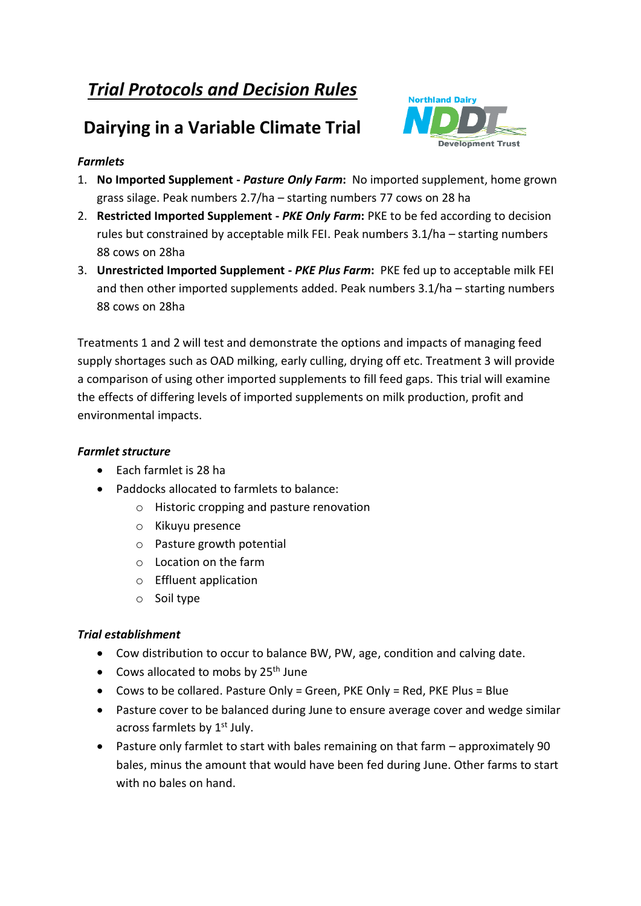# ***Trial Protocols and Decision Rules***

## Dairying in a Variable Climate Trial

Northland Dairy
NDDT
Development Trust

***Farmlets***

1. **No Imported Supplement - *Pasture Only Farm*:** No imported supplement, home grown grass silage. Peak numbers 2.7/ha – starting numbers 77 cows on 28 ha
2. **Restricted Imported Supplement - *PKE Only Farm*:** PKE to be fed according to decision rules but constrained by acceptable milk FEI. Peak numbers 3.1/ha – starting numbers 88 cows on 28ha
3. **Unrestricted Imported Supplement - *PKE Plus Farm*:** PKE fed up to acceptable milk FEI and then other imported supplements added. Peak numbers 3.1/ha – starting numbers 88 cows on 28ha

Treatments 1 and 2 will test and demonstrate the options and impacts of managing feed supply shortages such as OAD milking, early culling, drying off etc. Treatment 3 will provide a comparison of using other imported supplements to fill feed gaps. This trial will examine the effects of differing levels of imported supplements on milk production, profit and environmental impacts.

***Farmlet structure***

- Each farmlet is 28 ha
- Paddocks allocated to farmlets to balance:
  - Historic cropping and pasture renovation
  - Kikuyu presence
  - Pasture growth potential
  - Location on the farm
  - Effluent application
  - Soil type

***Trial establishment***

- Cow distribution to occur to balance BW, PW, age, condition and calving date.
- Cows allocated to mobs by 25th June
- Cows to be collared. Pasture Only = Green, PKE Only = Red, PKE Plus = Blue
- Pasture cover to be balanced during June to ensure average cover and wedge similar across farmlets by 1st July.
- Pasture only farmlet to start with bales remaining on that farm – approximately 90 bales, minus the amount that would have been fed during June. Other farms to start with no bales on hand.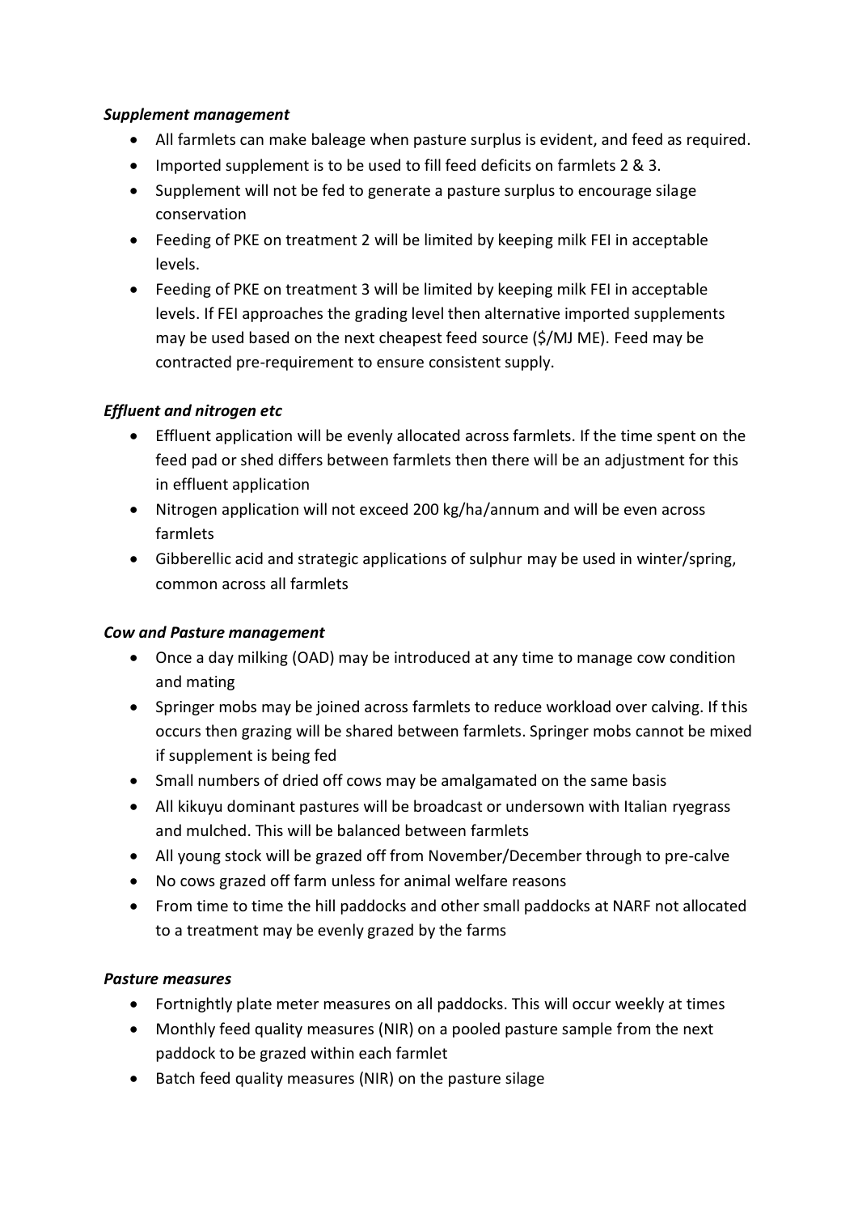*Supplement management*

- All farmlets can make baleage when pasture surplus is evident, and feed as required.
- Imported supplement is to be used to fill feed deficits on farmlets 2 & 3.
- Supplement will not be fed to generate a pasture surplus to encourage silage conservation
- Feeding of PKE on treatment 2 will be limited by keeping milk FEI in acceptable levels.
- Feeding of PKE on treatment 3 will be limited by keeping milk FEI in acceptable levels. If FEI approaches the grading level then alternative imported supplements may be used based on the next cheapest feed source ($/MJ ME). Feed may be contracted pre-requirement to ensure consistent supply.

*Effluent and nitrogen etc*

- Effluent application will be evenly allocated across farmlets. If the time spent on the feed pad or shed differs between farmlets then there will be an adjustment for this in effluent application
- Nitrogen application will not exceed 200 kg/ha/annum and will be even across farmlets
- Gibberellic acid and strategic applications of sulphur may be used in winter/spring, common across all farmlets

*Cow and Pasture management*

- Once a day milking (OAD) may be introduced at any time to manage cow condition and mating
- Springer mobs may be joined across farmlets to reduce workload over calving. If this occurs then grazing will be shared between farmlets. Springer mobs cannot be mixed if supplement is being fed
- Small numbers of dried off cows may be amalgamated on the same basis
- All kikuyu dominant pastures will be broadcast or undersown with Italian ryegrass and mulched. This will be balanced between farmlets
- All young stock will be grazed off from November/December through to pre-calve
- No cows grazed off farm unless for animal welfare reasons
- From time to time the hill paddocks and other small paddocks at NARF not allocated to a treatment may be evenly grazed by the farms

*Pasture measures*

- Fortnightly plate meter measures on all paddocks. This will occur weekly at times
- Monthly feed quality measures (NIR) on a pooled pasture sample from the next paddock to be grazed within each farmlet
- Batch feed quality measures (NIR) on the pasture silage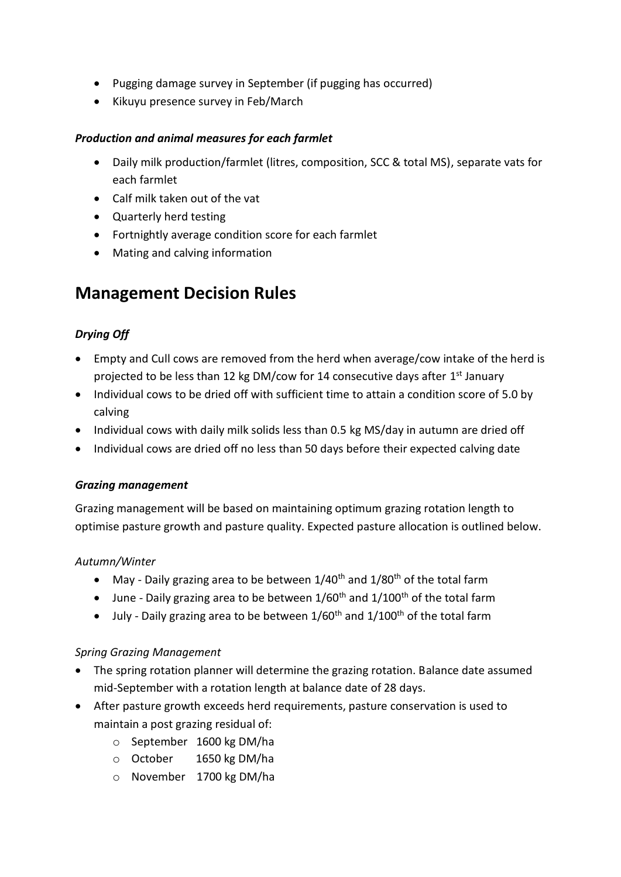- Pugging damage survey in September (if pugging has occurred)
- Kikuyu presence survey in Feb/March

***Production and animal measures for each farmlet***

- Daily milk production/farmlet (litres, composition, SCC & total MS), separate vats for each farmlet
- Calf milk taken out of the vat
- Quarterly herd testing
- Fortnightly average condition score for each farmlet
- Mating and calving information

## Management Decision Rules

***Drying Off***

- Empty and Cull cows are removed from the herd when average/cow intake of the herd is projected to be less than 12 kg DM/cow for 14 consecutive days after 1st January
- Individual cows to be dried off with sufficient time to attain a condition score of 5.0 by calving
- Individual cows with daily milk solids less than 0.5 kg MS/day in autumn are dried off
- Individual cows are dried off no less than 50 days before their expected calving date

***Grazing management***

Grazing management will be based on maintaining optimum grazing rotation length to optimise pasture growth and pasture quality. Expected pasture allocation is outlined below.

*Autumn/Winter*

- May - Daily grazing area to be between 1/40th and 1/80th of the total farm
- June - Daily grazing area to be between 1/60th and 1/100th of the total farm
- July - Daily grazing area to be between 1/60th and 1/100th of the total farm

*Spring Grazing Management*

- The spring rotation planner will determine the grazing rotation. Balance date assumed mid-September with a rotation length at balance date of 28 days.
- After pasture growth exceeds herd requirements, pasture conservation is used to maintain a post grazing residual of:
    - September 1600 kg DM/ha
    - October 1650 kg DM/ha
    - November 1700 kg DM/ha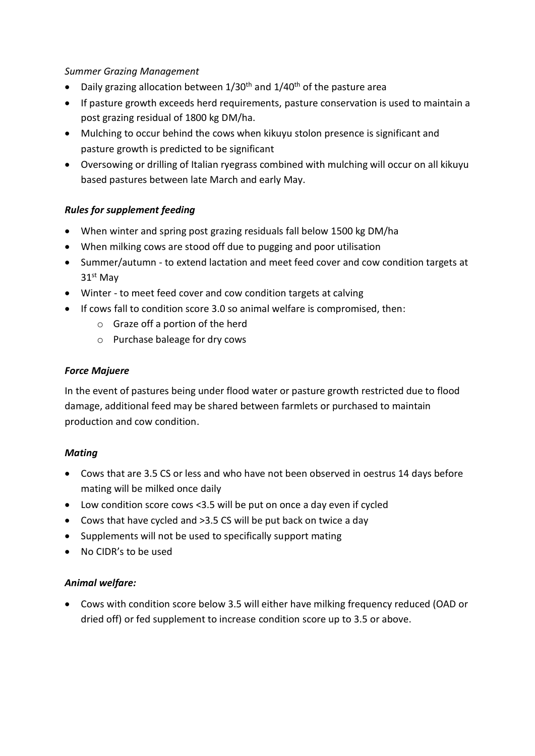*Summer Grazing Management*

- Daily grazing allocation between 1/30th and 1/40th of the pasture area
- If pasture growth exceeds herd requirements, pasture conservation is used to maintain a post grazing residual of 1800 kg DM/ha.
- Mulching to occur behind the cows when kikuyu stolon presence is significant and pasture growth is predicted to be significant
- Oversowing or drilling of Italian ryegrass combined with mulching will occur on all kikuyu based pastures between late March and early May.

***Rules for supplement feeding***

- When winter and spring post grazing residuals fall below 1500 kg DM/ha
- When milking cows are stood off due to pugging and poor utilisation
- Summer/autumn - to extend lactation and meet feed cover and cow condition targets at 31st May
- Winter - to meet feed cover and cow condition targets at calving
- If cows fall to condition score 3.0 so animal welfare is compromised, then:
    - Graze off a portion of the herd
    - Purchase baleage for dry cows

***Force Majuere***

In the event of pastures being under flood water or pasture growth restricted due to flood damage, additional feed may be shared between farmlets or purchased to maintain production and cow condition.

***Mating***

- Cows that are 3.5 CS or less and who have not been observed in oestrus 14 days before mating will be milked once daily
- Low condition score cows <3.5 will be put on once a day even if cycled
- Cows that have cycled and >3.5 CS will be put back on twice a day
- Supplements will not be used to specifically support mating
- No CIDR's to be used

***Animal welfare:***

- Cows with condition score below 3.5 will either have milking frequency reduced (OAD or dried off) or fed supplement to increase condition score up to 3.5 or above.